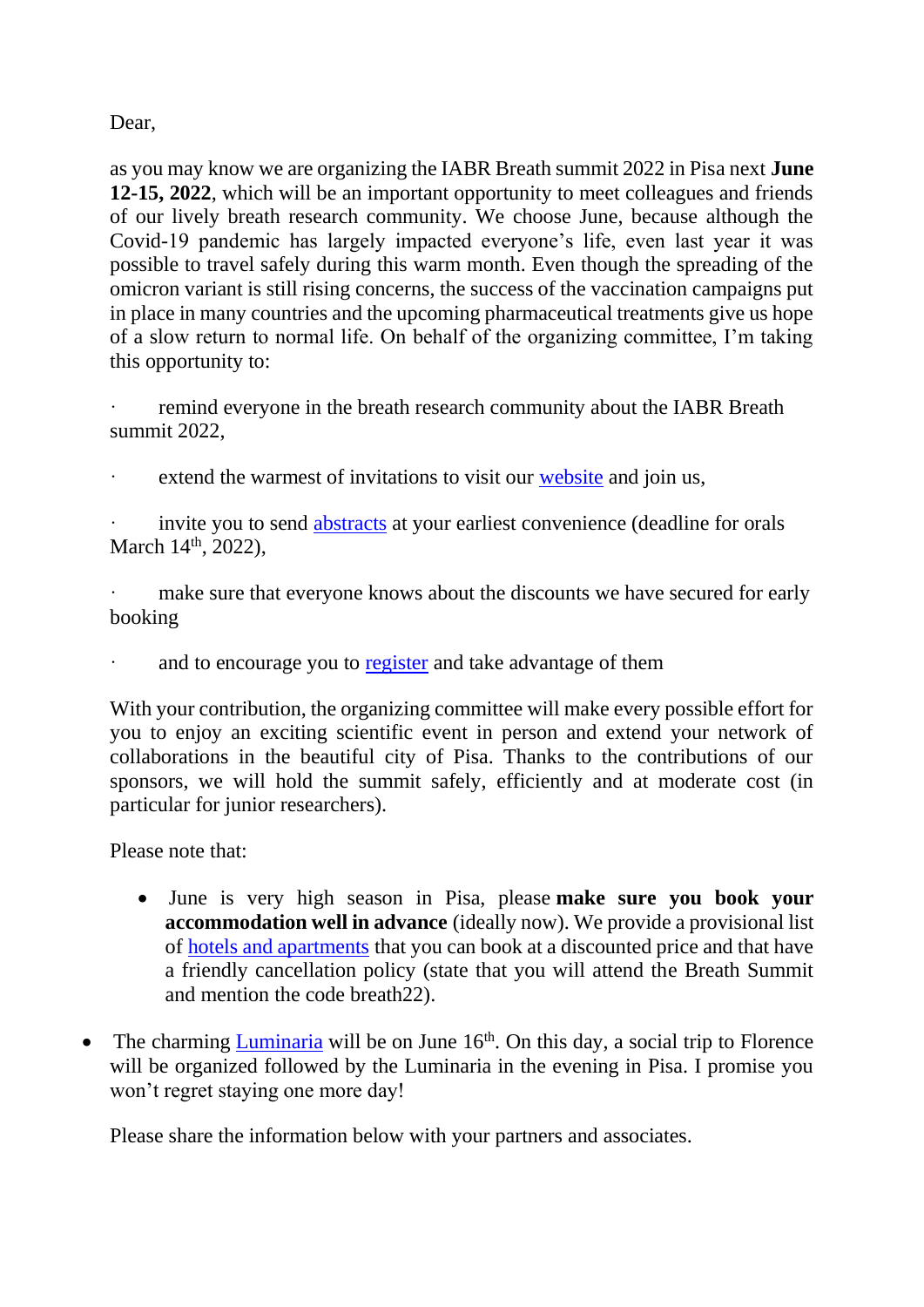Dear,

as you may know we are organizing the IABR Breath summit 2022 in Pisa next **June 12-15, 2022**, which will be an important opportunity to meet colleagues and friends of our lively breath research community. We choose June, because although the Covid-19 pandemic has largely impacted everyone's life, even last year it was possible to travel safely during this warm month. Even though the spreading of the omicron variant is still rising concerns, the success of the vaccination campaigns put in place in many countries and the upcoming pharmaceutical treatments give us hope of a slow return to normal life. On behalf of the organizing committee, I'm taking this opportunity to:

· remind everyone in the breath research community about the IABR Breath summit 2022,

· extend the warmest of invitations to visit our website and join us,

· invite you to send abstracts at your earliest convenience (deadline for orals March 14th, 2022),

· make sure that everyone knows about the discounts we have secured for early booking

· and to encourage you to register and take advantage of them

With your contribution, the organizing committee will make every possible effort for you to enjoy an exciting scientific event in person and extend your network of collaborations in the beautiful city of Pisa. Thanks to the contributions of our sponsors, we will hold the summit safely, efficiently and at moderate cost (in particular for junior researchers).

Please note that:

- June is very high season in Pisa, please **make sure you book your accommodation well in advance** (ideally now). We provide a provisional list of hotels and apartments that you can book at a discounted price and that have a friendly cancellation policy (state that you will attend the Breath Summit and mention the code breath22).

- The charming Luminaria will be on June 16th. On this day, a social trip to Florence will be organized followed by the Luminaria in the evening in Pisa. I promise you won't regret staying one more day!

Please share the information below with your partners and associates.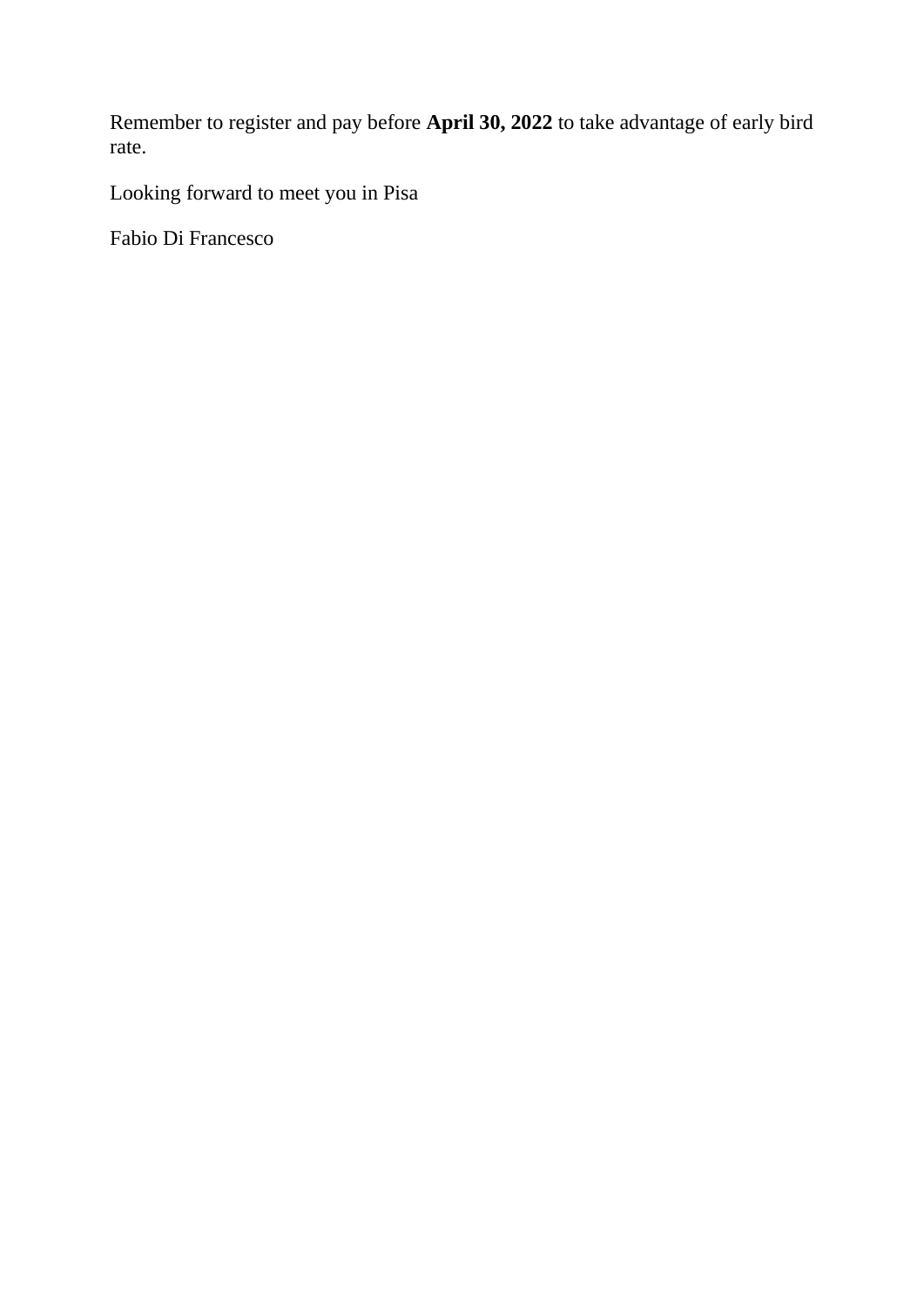Remember to register and pay before **April 30, 2022** to take advantage of early bird rate.

Looking forward to meet you in Pisa

Fabio Di Francesco